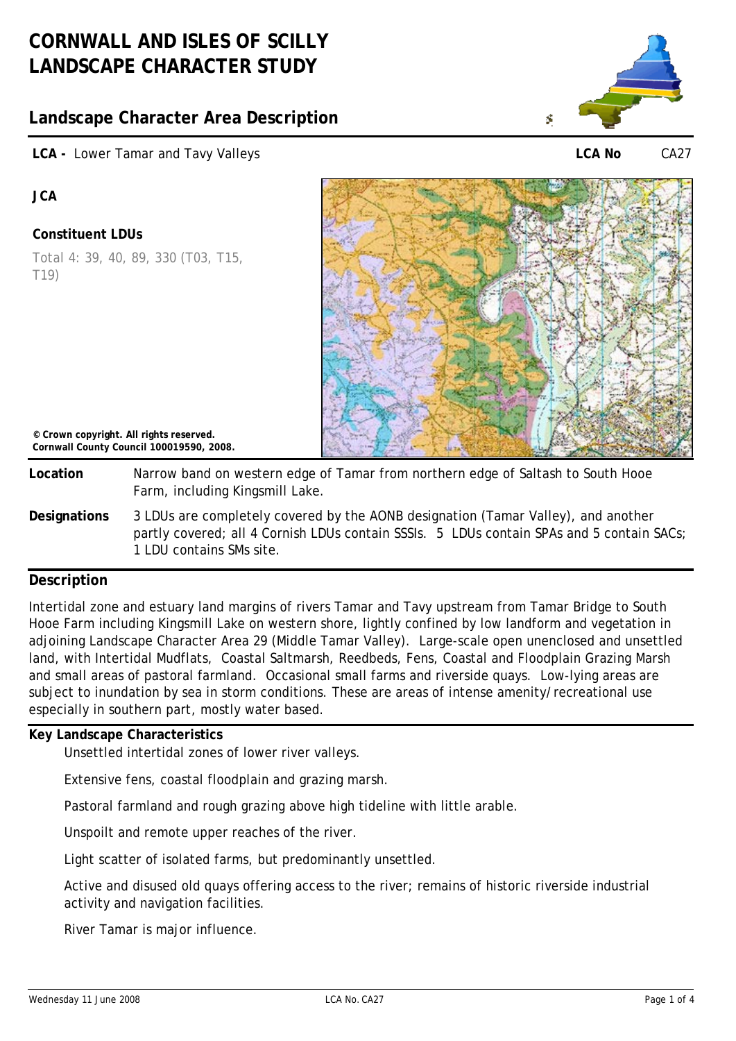# CORNWALL AND ISLES OF SCILLY LANDSCAPE CHARACTER STUDY

## Landscape Character Area Description

**LCA -** Lower Tamar and Tavy Valleys **LCA No** CA27

**JCA**

**Constituent LDUs**

Total 4: 39, 40, 89, 330 (T03, T15, T19)

**© Crown copyright. All rights reserved. Cornwall County Council 100019590, 2008.**

**Location** Narrow band on western edge of Tamar from northern edge of Saltash to South Hooe Farm, including Kingsmill Lake.

**Designations** 3 LDUs are completely covered by the AONB designation (Tamar Valley), and another partly covered; all 4 Cornish LDUs contain SSSIs. 5 LDUs contain SPAs and 5 contain SACs; 1 LDU contains SMs site.

## Description

Intertidal zone and estuary land margins of rivers Tamar and Tavy upstream from Tamar Bridge to South Hooe Farm including Kingsmill Lake on western shore, lightly confined by low landform and vegetation in adjoining Landscape Character Area 29 (Middle Tamar Valley). Large-scale open unenclosed and unsettled land, with Intertidal Mudflats, Coastal Saltmarsh, Reedbeds, Fens, Coastal and Floodplain Grazing Marsh and small areas of pastoral farmland. Occasional small farms and riverside quays. Low-lying areas are subject to inundation by sea in storm conditions. These are areas of intense amenity/recreational use especially in southern part, mostly water based.

**Key Landscape Characteristics**

Unsettled intertidal zones of lower river valleys.

Extensive fens, coastal floodplain and grazing marsh.

Pastoral farmland and rough grazing above high tideline with little arable.

Unspoilt and remote upper reaches of the river.

Light scatter of isolated farms, but predominantly unsettled.

Active and disused old quays offering access to the river; remains of historic riverside industrial activity and navigation facilities.

River Tamar is major influence.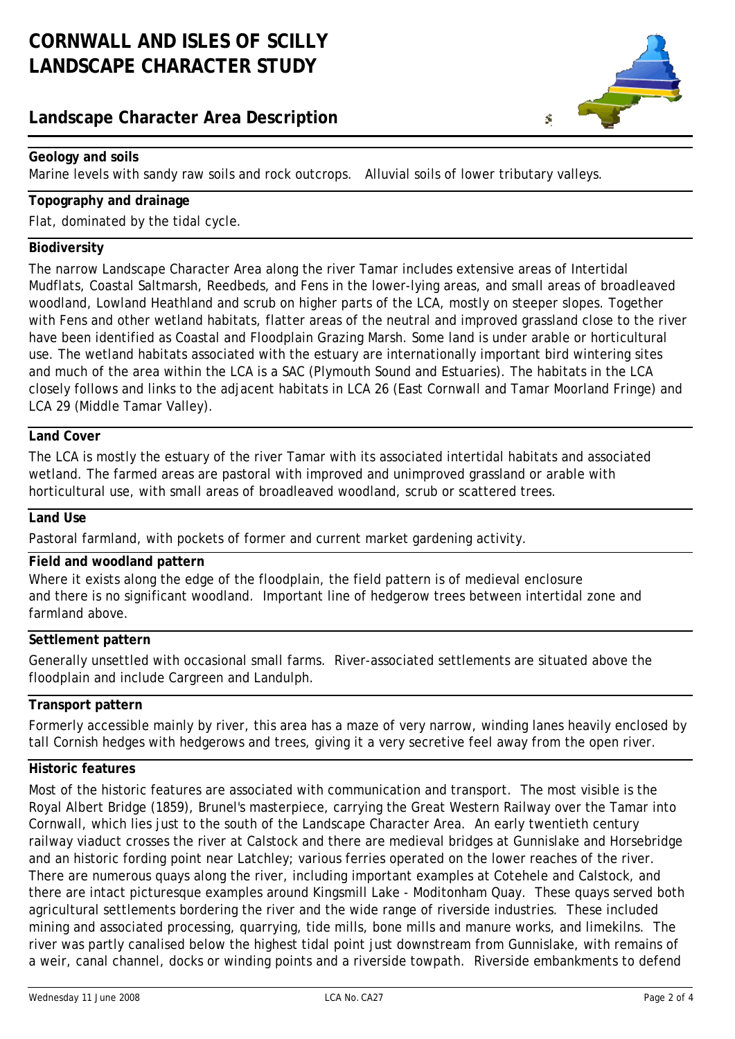# CORNWALL AND ISLES OF SCILLY LANDSCAPE CHARACTER STUDY

## Landscape Character Area Description

**Geology and soils**

Marine levels with sandy raw soils and rock outcrops. Alluvial soils of lower tributary valleys.

**Topography and drainage**

Flat, dominated by the tidal cycle.

**Biodiversity**

The narrow Landscape Character Area along the river Tamar includes extensive areas of Intertidal Mudflats, Coastal Saltmarsh, Reedbeds, and Fens in the lower-lying areas, and small areas of broadleaved woodland, Lowland Heathland and scrub on higher parts of the LCA, mostly on steeper slopes. Together with Fens and other wetland habitats, flatter areas of the neutral and improved grassland close to the river have been identified as Coastal and Floodplain Grazing Marsh. Some land is under arable or horticultural use. The wetland habitats associated with the estuary are internationally important bird wintering sites and much of the area within the LCA is a SAC (Plymouth Sound and Estuaries). The habitats in the LCA closely follows and links to the adjacent habitats in LCA 26 (East Cornwall and Tamar Moorland Fringe) and LCA 29 (Middle Tamar Valley).

**Land Cover**

The LCA is mostly the estuary of the river Tamar with its associated intertidal habitats and associated wetland. The farmed areas are pastoral with improved and unimproved grassland or arable with horticultural use, with small areas of broadleaved woodland, scrub or scattered trees.

**Land Use**

Pastoral farmland, with pockets of former and current market gardening activity.

**Field and woodland pattern**

Where it exists along the edge of the floodplain, the field pattern is of medieval enclosure and there is no significant woodland. Important line of hedgerow trees between intertidal zone and farmland above.

**Settlement pattern**

Generally unsettled with occasional small farms. River-associated settlements are situated above the floodplain and include Cargreen and Landulph.

**Transport pattern**

Formerly accessible mainly by river, this area has a maze of very narrow, winding lanes heavily enclosed by tall Cornish hedges with hedgerows and trees, giving it a very secretive feel away from the open river.

**Historic features**

Most of the historic features are associated with communication and transport. The most visible is the Royal Albert Bridge (1859), Brunel's masterpiece, carrying the Great Western Railway over the Tamar into Cornwall, which lies just to the south of the Landscape Character Area. An early twentieth century railway viaduct crosses the river at Calstock and there are medieval bridges at Gunnislake and Horsebridge and an historic fording point near Latchley; various ferries operated on the lower reaches of the river. There are numerous quays along the river, including important examples at Cotehele and Calstock, and there are intact picturesque examples around Kingsmill Lake - Moditonham Quay. These quays served both agricultural settlements bordering the river and the wide range of riverside industries. These included mining and associated processing, quarrying, tide mills, bone mills and manure works, and limekilns. The river was partly canalised below the highest tidal point just downstream from Gunnislake, with remains of a weir, canal channel, docks or winding points and a riverside towpath. Riverside embankments to defend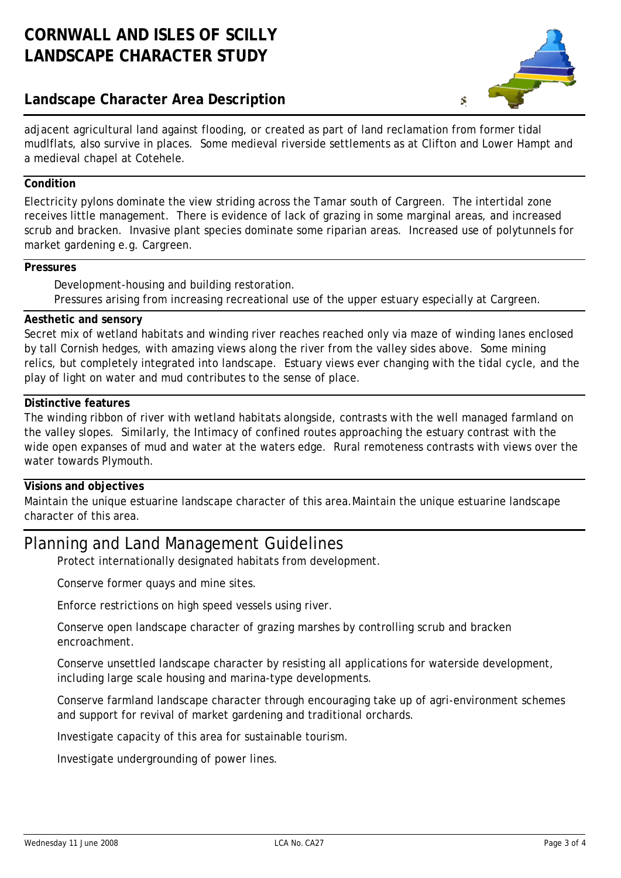adjacent agricultural land against flooding, or created as part of land reclamation from former tidal mudlflats, also survive in places. Some medieval riverside settlements as at Clifton and Lower Hampt and a medieval chapel at Cotehele.

**Condition**

Electricity pylons dominate the view striding across the Tamar south of Cargreen. The intertidal zone receives little management. There is evidence of lack of grazing in some marginal areas, and increased scrub and bracken. Invasive plant species dominate some riparian areas. Increased use of polytunnels for market gardening e.g. Cargreen.

**Pressures**

Development-housing and building restoration.

Pressures arising from increasing recreational use of the upper estuary especially at Cargreen.

**Aesthetic and sensory**

Secret mix of wetland habitats and winding river reaches reached only via maze of winding lanes enclosed by tall Cornish hedges, with amazing views along the river from the valley sides above. Some mining relics, but completely integrated into landscape. Estuary views ever changing with the tidal cycle, and the play of light on water and mud contributes to the sense of place.

**Distinctive features**

The winding ribbon of river with wetland habitats alongside, contrasts with the well managed farmland on the valley slopes. Similarly, the Intimacy of confined routes approaching the estuary contrast with the wide open expanses of mud and water at the waters edge. Rural remoteness contrasts with views over the water towards Plymouth.

**Visions and objectives**

Maintain the unique estuarine landscape character of this area.Maintain the unique estuarine landscape character of this area.

## Planning and Land Management Guidelines

Protect internationally designated habitats from development.

Conserve former quays and mine sites.

Enforce restrictions on high speed vessels using river.

Conserve open landscape character of grazing marshes by controlling scrub and bracken encroachment.

Conserve unsettled landscape character by resisting all applications for waterside development, including large scale housing and marina-type developments.

Conserve farmland landscape character through encouraging take up of agri-environment schemes and support for revival of market gardening and traditional orchards.

Investigate capacity of this area for sustainable tourism.

Investigate undergrounding of power lines.